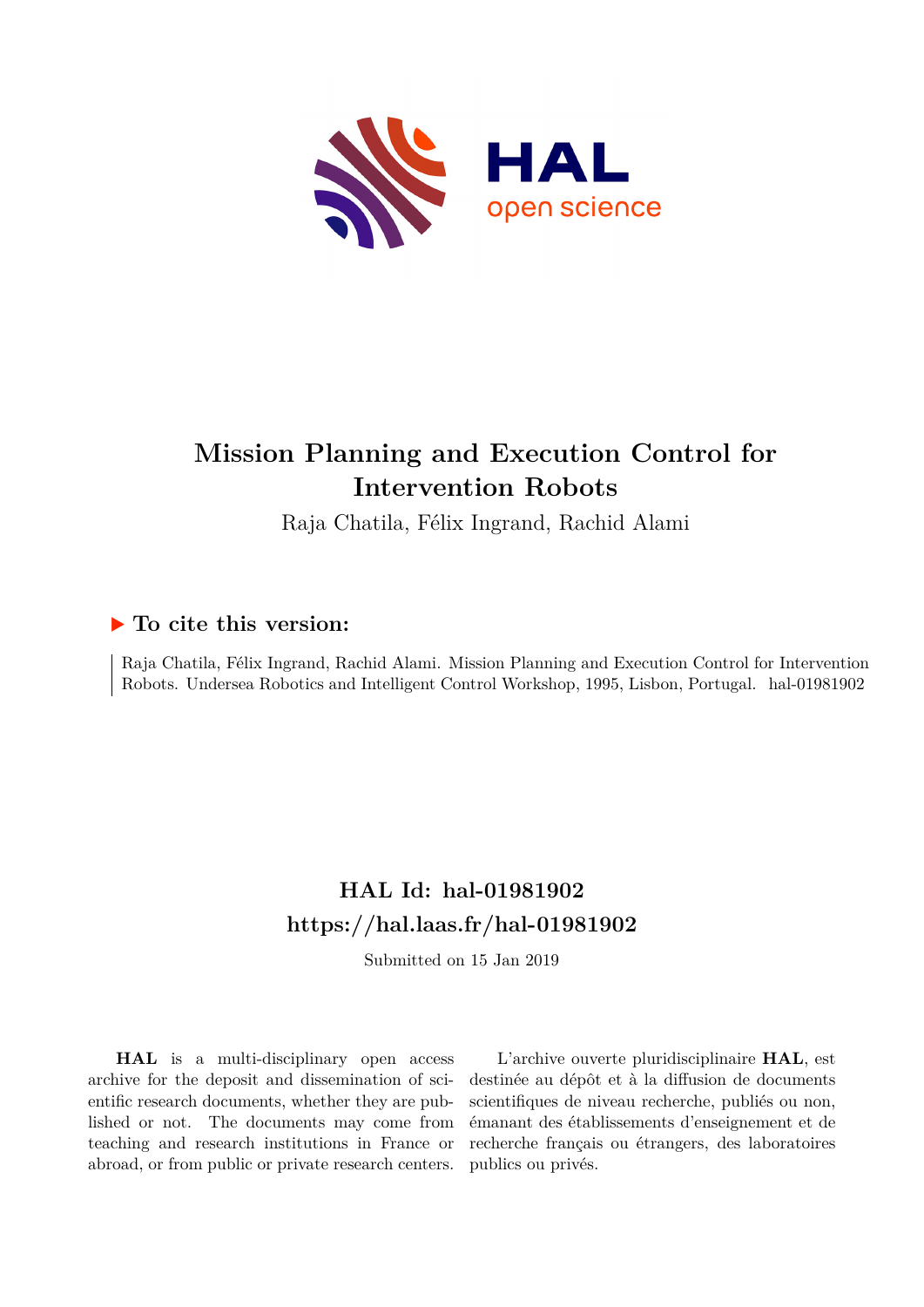# Mission Planning and Execution Control for Intervention Robots

Raja Chatila, Félix Ingrand, Rachid Alami

## ▶ To cite this version:

Raja Chatila, Félix Ingrand, Rachid Alami. Mission Planning and Execution Control for Intervention Robots. Undersea Robotics and Intelligent Control Workshop, 1995, Lisbon, Portugal. hal-01981902

## HAL Id: hal-01981902
## https://hal.laas.fr/hal-01981902

Submitted on 15 Jan 2019

**HAL** is a multi-disciplinary open access archive for the deposit and dissemination of scientific research documents, whether they are published or not. The documents may come from teaching and research institutions in France or abroad, or from public or private research centers.

L'archive ouverte pluridisciplinaire **HAL**, est destinée au dépôt et à la diffusion de documents scientifiques de niveau recherche, publiés ou non, émanant des établissements d'enseignement et de recherche français ou étrangers, des laboratoires publics ou privés.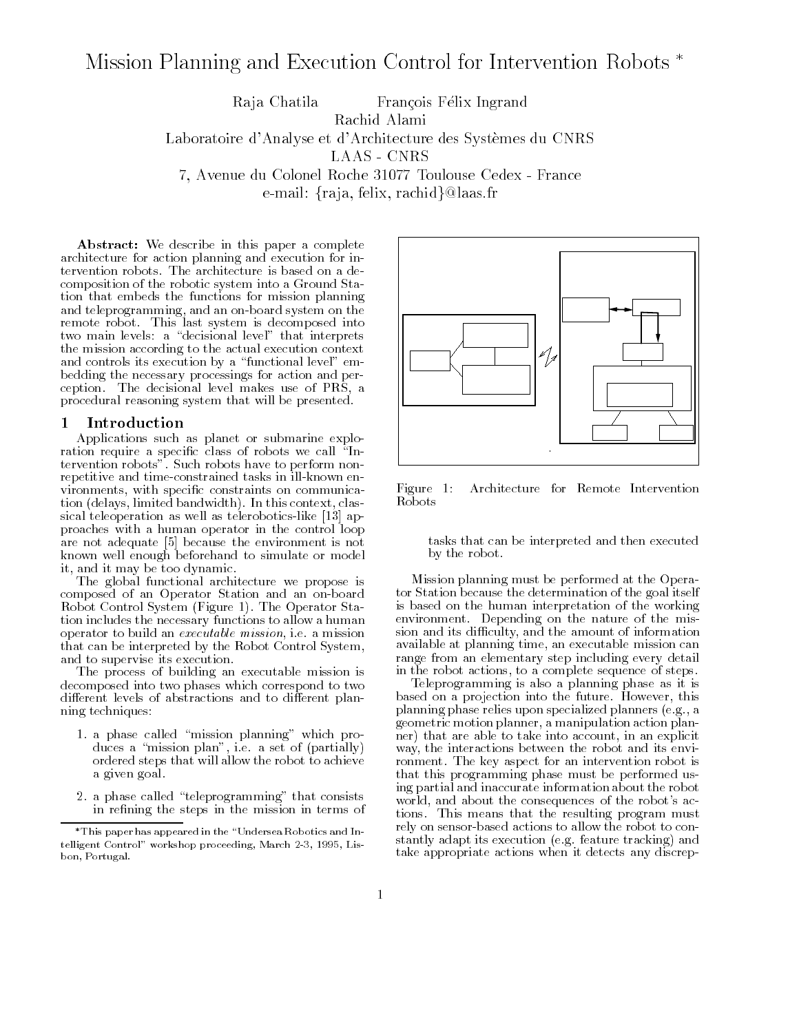# Mission Planning and Execution Control for Intervention Robots *

Raja Chatila François Félix Ingrand
Rachid Alami
Laboratoire d'Analyse et d'Architecture des Systèmes du CNRS
LAAS - CNRS
7, Avenue du Colonel Roche 31077 Toulouse Cedex - France
e-mail: {raja, felix, rachid}@laas.fr

**Abstract:** We describe in this paper a complete architecture for action planning and execution for intervention robots. The architecture is based on a decomposition of the robotic system into a Ground Station that embeds the functions for mission planning and teleprogramming, and an on-board system on the remote robot. This last system is decomposed into two main levels: a "decisional level" that interprets the mission according to the actual execution context and controls its execution by a "functional level" embedding the necessary processings for action and perception. The decisional level makes use of PRS, a procedural reasoning system that will be presented.

## 1 Introduction

Applications such as planet or submarine exploration require a specific class of robots we call "Intervention robots". Such robots have to perform nonrepetitive and time-constrained tasks in ill-known environments, with specific constraints on communication (delays, limited bandwidth). In this context, classical teleoperation as well as telerobotics-like [13] approaches with a human operator in the control loop are not adequate [5] because the environment is not known well enough beforehand to simulate or model it, and it may be too dynamic.

The global functional architecture we propose is composed of an Operator Station and an on-board Robot Control System (Figure 1). The Operator Station includes the necessary functions to allow a human operator to build an *executable mission*, i.e. a mission that can be interpreted by the Robot Control System, and to supervise its execution.

The process of building an executable mission is decomposed into two phases which correspond to two different levels of abstractions and to different planning techniques:

1. a phase called "mission planning" which produces a "mission plan", i.e. a set of (partially) ordered steps that will allow the robot to achieve a given goal.
2. a phase called "teleprogramming" that consists in refining the steps in the mission in terms of tasks that can be interpreted and then executed by the robot.

Figure 1: Architecture for Remote Intervention Robots

Mission planning must be performed at the Operator Station because the determination of the goal itself is based on the human interpretation of the working environment. Depending on the nature of the mission and its difficulty, and the amount of information available at planning time, an executable mission can range from an elementary step including every detail in the robot actions, to a complete sequence of steps.

Teleprogramming is also a planning phase as it is based on a projection into the future. However, this planning phase relies upon specialized planners (e.g., a geometric motion planner, a manipulation action planner) that are able to take into account, in an explicit way, the interactions between the robot and its environment. The key aspect for an intervention robot is that this programming phase must be performed using partial and inaccurate information about the robot world, and about the consequences of the robot's actions. This means that the resulting program must rely on sensor-based actions to allow the robot to constantly adapt its execution (e.g. feature tracking) and take appropriate actions when it detects any discrep-

*This paper has appeared in the "Undersea Robotics and Intelligent Control" workshop proceeding, March 2-3, 1995, Lisbon, Portugal.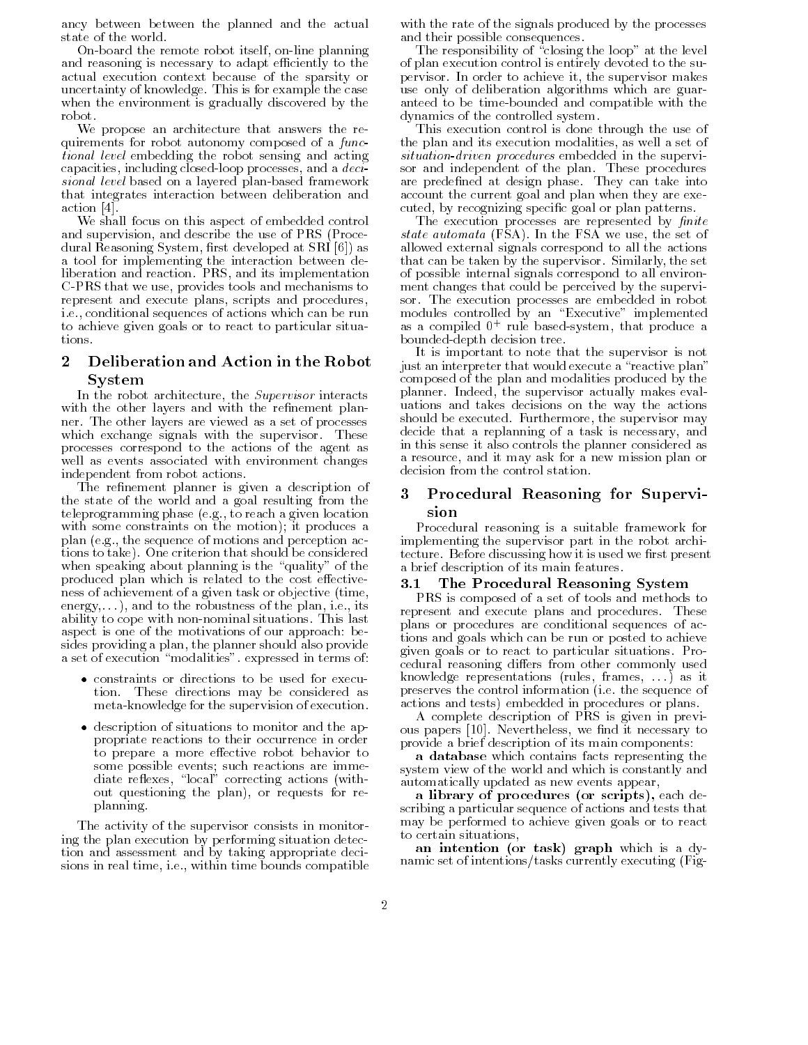ancy between between the planned and the actual state of the world.

On-board the remote robot itself, on-line planning and reasoning is necessary to adapt efficiently to the actual execution context because of the sparsity or uncertainty of knowledge. This is for example the case when the environment is gradually discovered by the robot.

We propose an architecture that answers the requirements for robot autonomy composed of a *functional level* embedding the robot sensing and acting capacities, including closed-loop processes, and a *decisional level* based on a layered plan-based framework that integrates interaction between deliberation and action [4].

We shall focus on this aspect of embedded control and supervision, and describe the use of PRS (Procedural Reasoning System, first developed at SRI [6]) as a tool for implementing the interaction between deliberation and reaction. PRS, and its implementation C-PRS that we use, provides tools and mechanisms to represent and execute plans, scripts and procedures, i.e., conditional sequences of actions which can be run to achieve given goals or to react to particular situations.

## 2 Deliberation and Action in the Robot System

In the robot architecture, the *Supervisor* interacts with the other layers and with the refinement planner. The other layers are viewed as a set of processes which exchange signals with the supervisor. These processes correspond to the actions of the agent as well as events associated with environment changes independent from robot actions.

The refinement planner is given a description of the state of the world and a goal resulting from the teleprogramming phase (e.g., to reach a given location with some constraints on the motion); it produces a plan (e.g., the sequence of motions and perception actions to take). One criterion that should be considered when speaking about planning is the "quality" of the produced plan which is related to the cost effectiveness of achievement of a given task or objective (time, energy,...), and to the robustness of the plan, i.e., its ability to cope with non-nominal situations. This last aspect is one of the motivations of our approach: besides providing a plan, the planner should also provide a set of execution "modalities". expressed in terms of:

- constraints or directions to be used for execution. These directions may be considered as meta-knowledge for the supervision of execution.
- description of situations to monitor and the appropriate reactions to their occurrence in order to prepare a more effective robot behavior to some possible events; such reactions are immediate reflexes, "local" correcting actions (without questioning the plan), or requests for replanning.

The activity of the supervisor consists in monitoring the plan execution by performing situation detection and assessment and by taking appropriate decisions in real time, i.e., within time bounds compatible with the rate of the signals produced by the processes and their possible consequences.

The responsibility of "closing the loop" at the level of plan execution control is entirely devoted to the supervisor. In order to achieve it, the supervisor makes use only of deliberation algorithms which are guaranteed to be time-bounded and compatible with the dynamics of the controlled system.

This execution control is done through the use of the plan and its execution modalities, as well a set of *situation-driven procedures* embedded in the supervisor and independent of the plan. These procedures are predefined at design phase. They can take into account the current goal and plan when they are executed, by recognizing specific goal or plan patterns.

The execution processes are represented by *finite state automata* (FSA). In the FSA we use, the set of allowed external signals correspond to all the actions that can be taken by the supervisor. Similarly, the set of possible internal signals correspond to all environment changes that could be perceived by the supervisor. The execution processes are embedded in robot modules controlled by an "Executive" implemented as a compiled $0^{+}$ rule based-system, that produce a bounded-depth decision tree.

It is important to note that the supervisor is not just an interpreter that would execute a "reactive plan" composed of the plan and modalities produced by the planner. Indeed, the supervisor actually makes evaluations and takes decisions on the way the actions should be executed. Furthermore, the supervisor may decide that a replanning of a task is necessary, and in this sense it also controls the planner considered as a resource, and it may ask for a new mission plan or decision from the control station.

## 3 Procedural Reasoning for Supervision

Procedural reasoning is a suitable framework for implementing the supervisor part in the robot architecture. Before discussing how it is used we first present a brief description of its main features.

### 3.1 The Procedural Reasoning System

PRS is composed of a set of tools and methods to represent and execute plans and procedures. These plans or procedures are conditional sequences of actions and goals which can be run or posted to achieve given goals or to react to particular situations. Procedural reasoning differs from other commonly used knowledge representations (rules, frames, ...) as it preserves the control information (i.e. the sequence of actions and tests) embedded in procedures or plans.

A complete description of PRS is given in previous papers [10]. Nevertheless, we find it necessary to provide a brief description of its main components:

**a database** which contains facts representing the system view of the world and which is constantly and automatically updated as new events appear,

**a library of procedures (or scripts),** each describing a particular sequence of actions and tests that may be performed to achieve given goals or to react to certain situations,

**an intention (or task) graph** which is a dynamic set of intentions/tasks currently executing (Fig-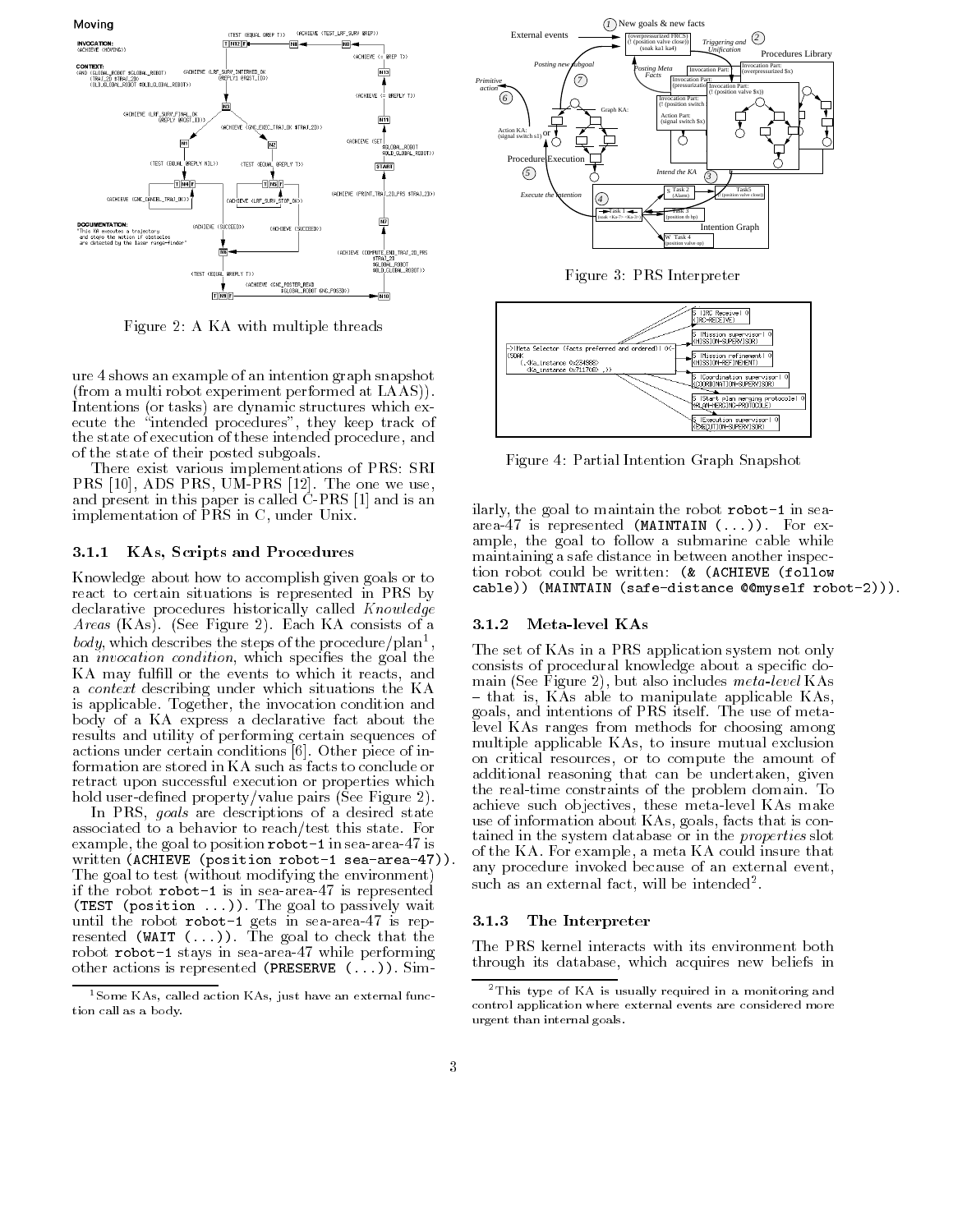Figure 2: A KA with multiple threads

ure 4 shows an example of an intention graph snapshot (from a multi robot experiment performed at LAAS)). Intentions (or tasks) are dynamic structures which execute the "intended procedures", they keep track of the state of execution of these intended procedure, and of the state of their posted subgoals.

There exist various implementations of PRS: SRI PRS [10], ADS PRS, UM-PRS [12]. The one we use, and present in this paper is called C-PRS [1] and is an implementation of PRS in C, under Unix.

### 3.1.1 KAs, Scripts and Procedures

Knowledge about how to accomplish given goals or to react to certain situations is represented in PRS by declarative procedures historically called *Knowledge Areas* (KAs). (See Figure 2). Each KA consists of a *body*, which describes the steps of the procedure/plan[1], an *invocation condition*, which specifies the goal the KA may fulfill or the events to which it reacts, and a *context* describing under which situations the KA is applicable. Together, the invocation condition and body of a KA express a declarative fact about the results and utility of performing certain sequences of actions under certain conditions [6]. Other piece of information are stored in KA such as facts to conclude or retract upon successful execution or properties which hold user-defined property/value pairs (See Figure 2).

In PRS, *goals* are descriptions of a desired state associated to a behavior to reach/test this state. For example, the goal to position `robot-1` in sea-area-47 is written `(ACHIEVE (position robot-1 sea-area-47))`. The goal to test (without modifying the environment) if the robot `robot-1` is in sea-area-47 is represented `(TEST (position ...))`. The goal to passively wait until the robot `robot-1` gets in sea-area-47 is represented `(WAIT (...))`. The goal to check that the robot `robot-1` stays in sea-area-47 while performing other actions is represented `(PRESERVE (...))`. Similarly, the goal to maintain the robot `robot-1` in sea-area-47 is represented `(MAINTAIN (...))`. For example, the goal to follow a submarine cable while maintaining a safe distance in between another inspection robot could be written: `(& (ACHIEVE (follow cable)) (MAINTAIN (safe-distance @@myself robot-2)))`.

[1] Some KAs, called action KAs, just have an external function call as a body.

Figure 3: PRS Interpreter

Figure 4: Partial Intention Graph Snapshot

### 3.1.2 Meta-level KAs

The set of KAs in a PRS application system not only consists of procedural knowledge about a specific domain (See Figure 2), but also includes *meta-level* KAs – that is, KAs able to manipulate applicable KAs, goals, and intentions of PRS itself. The use of meta-level KAs ranges from methods for choosing among multiple applicable KAs, to insure mutual exclusion on critical resources, or to compute the amount of additional reasoning that can be undertaken, given the real-time constraints of the problem domain. To achieve such objectives, these meta-level KAs make use of information about KAs, goals, facts that is contained in the system database or in the *properties* slot of the KA. For example, a meta KA could insure that any procedure invoked because of an external event, such as an external fact, will be intended[2].

### 3.1.3 The Interpreter

The PRS kernel interacts with its environment both through its database, which acquires new beliefs in

[2] This type of KA is usually required in a monitoring and control application where external events are considered more urgent than internal goals.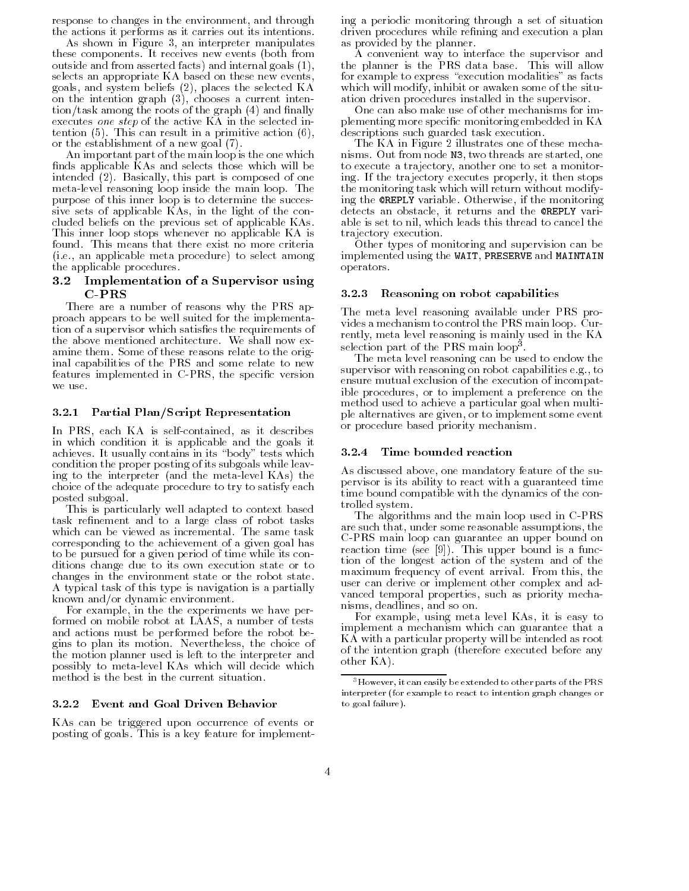response to changes in the environment, and through the actions it performs as it carries out its intentions.

As shown in Figure 3, an interpreter manipulates these components. It receives new events (both from outside and from asserted facts) and internal goals (1), selects an appropriate KA based on these new events, goals, and system beliefs (2), places the selected KA on the intention graph (3), chooses a current intention/task among the roots of the graph (4) and finally executes *one step* of the active KA in the selected intention (5). This can result in a primitive action (6), or the establishment of a new goal (7).

An important part of the main loop is the one which finds applicable KAs and selects those which will be intended (2). Basically, this part is composed of one meta-level reasoning loop inside the main loop. The purpose of this inner loop is to determine the successive sets of applicable KAs, in the light of the concluded beliefs on the previous set of applicable KAs. This inner loop stops whenever no applicable KA is found. This means that there exist no more criteria (i.e., an applicable meta procedure) to select among the applicable procedures.

## 3.2 Implementation of a Supervisor using C-PRS

There are a number of reasons why the PRS approach appears to be well suited for the implementation of a supervisor which satisfies the requirements of the above mentioned architecture. We shall now examine them. Some of these reasons relate to the original capabilities of the PRS and some relate to new features implemented in C-PRS, the specific version we use.

### 3.2.1 Partial Plan/Script Representation

In PRS, each KA is self-contained, as it describes in which condition it is applicable and the goals it achieves. It usually contains in its "body" tests which condition the proper posting of its subgoals while leaving to the interpreter (and the meta-level KAs) the choice of the adequate procedure to try to satisfy each posted subgoal.

This is particularly well adapted to context based task refinement and to a large class of robot tasks which can be viewed as incremental. The same task corresponding to the achievement of a given goal has to be pursued for a given period of time while its conditions change due to its own execution state or to changes in the environment state or the robot state. A typical task of this type is navigation is a partially known and/or dynamic environment.

For example, in the the experiments we have performed on mobile robot at LAAS, a number of tests and actions must be performed before the robot begins to plan its motion. Nevertheless, the choice of the motion planner used is left to the interpreter and possibly to meta-level KAs which will decide which method is the best in the current situation.

### 3.2.2 Event and Goal Driven Behavior

KAs can be triggered upon occurrence of events or posting of goals. This is a key feature for implementing a periodic monitoring through a set of situation driven procedures while refining and execution a plan as provided by the planner.

A convenient way to interface the supervisor and the planner is the PRS data base. This will allow for example to express "execution modalities" as facts which will modify, inhibit or awaken some of the situation driven procedures installed in the supervisor.

One can also make use of other mechanisms for implementing more specific monitoring embedded in KA descriptions such guarded task execution.

The KA in Figure 2 illustrates one of these mechanisms. Out from node N3, two threads are started, one to execute a trajectory, another one to set a monitoring. If the trajectory executes properly, it then stops the monitoring task which will return without modifying the @REPLY variable. Otherwise, if the monitoring detects an obstacle, it returns and the @REPLY variable is set to nil, which leads this thread to cancel the trajectory execution.

Other types of monitoring and supervision can be implemented using the WAIT, PRESERVE and MAINTAIN operators.

### 3.2.3 Reasoning on robot capabilities

The meta level reasoning available under PRS provides a mechanism to control the PRS main loop. Currently, meta level reasoning is mainly used in the KA selection part of the PRS main loop[3].

The meta level reasoning can be used to endow the supervisor with reasoning on robot capabilities e.g., to ensure mutual exclusion of the execution of incompatible procedures, or to implement a preference on the method used to achieve a particular goal when multiple alternatives are given, or to implement some event or procedure based priority mechanism.

### 3.2.4 Time bounded reaction

As discussed above, one mandatory feature of the supervisor is its ability to react with a guaranteed time time bound compatible with the dynamics of the controlled system.

The algorithms and the main loop used in C-PRS are such that, under some reasonable assumptions, the C-PRS main loop can guarantee an upper bound on reaction time (see [9]). This upper bound is a function of the longest action of the system and of the maximum frequency of event arrival. From this, the user can derive or implement other complex and advanced temporal properties, such as priority mechanisms, deadlines, and so on.

For example, using meta level KAs, it is easy to implement a mechanism which can guarantee that a KA with a particular property will be intended as root of the intention graph (therefore executed before any other KA).

[3] However, it can easily be extended to other parts of the PRS interpreter (for example to react to intention graph changes or to goal failure).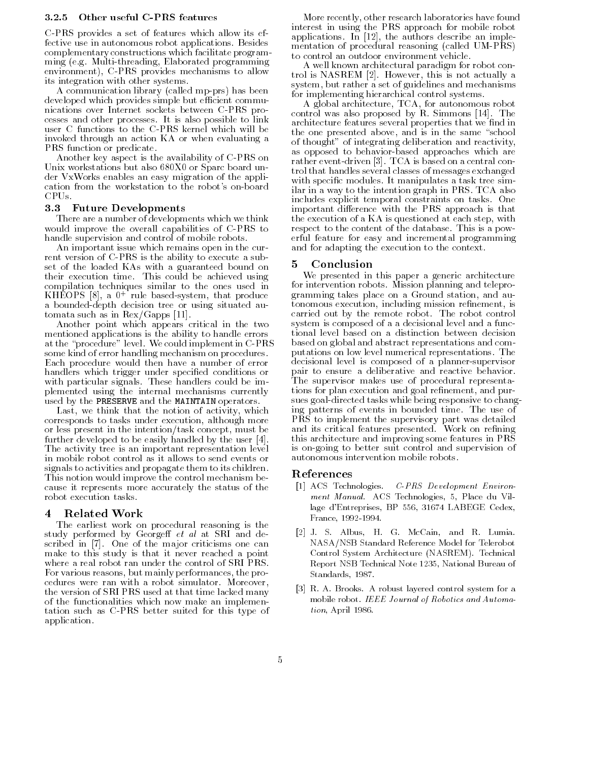#### 3.2.5 Other useful C-PRS features

C-PRS provides a set of features which allow its effective use in autonomous robot applications. Besides complementary constructions which facilitate programming (e.g. Multi-threading, Elaborated programming environment), C-PRS provides mechanisms to allow its integration with other systems.

A communication library (called mp-prs) has been developed which provides simple but efficient communications over Internet sockets between C-PRS processes and other processes. It is also possible to link user C functions to the C-PRS kernel which will be invoked through an action KA or when evaluating a PRS function or predicate.

Another key aspect is the availability of C-PRS on Unix workstations but also 680X0 or Sparc board under VxWorks enables an easy migration of the application from the workstation to the robot's on-board CPUs.

### 3.3 Future Developments

There are a number of developments which we think would improve the overall capabilities of C-PRS to handle supervision and control of mobile robots.

An important issue which remains open in the current version of C-PRS is the ability to execute a subset of the loaded KAs with a guaranteed bound on their execution time. This could be achieved using compilation techniques similar to the ones used in KHEOPS [8], a $0^+$ rule based-system, that produce a bounded-depth decision tree or using situated automata such as in Rex/Gapps [11].

Another point which appears critical in the two mentioned applications is the ability to handle errors at the "procedure" level. We could implement in C-PRS some kind of error handling mechanism on procedures. Each procedure would then have a number of error handlers which trigger under specified conditions or with particular signals. These handlers could be implemented using the internal mechanisms currently used by the `PRESERVE` and the `MAINTAIN` operators.

Last, we think that the notion of activity, which corresponds to tasks under execution, although more or less present in the intention/task concept, must be further developed to be easily handled by the user [4]. The activity tree is an important representation level in mobile robot control as it allows to send events or signals to activities and propagate them to its children. This notion would improve the control mechanism because it represents more accurately the status of the robot execution tasks.

## 4 Related Work

The earliest work on procedural reasoning is the study performed by Georgeff *et al* at SRI and described in [7]. One of the major criticisms one can make to this study is that it never reached a point where a real robot ran under the control of SRI PRS. For various reasons, but mainly performances, the procedures were ran with a robot simulator. Moreover, the version of SRI PRS used at that time lacked many of the functionalities which now make an implementation such as C-PRS better suited for this type of application.

More recently, other research laboratories have found interest in using the PRS approach for mobile robot applications. In [12], the authors describe an implementation of procedural reasoning (called UM-PRS) to control an outdoor environment vehicle.

A well known architectural paradigm for robot control is NASREM [2]. However, this is not actually a system, but rather a set of guidelines and mechanisms for implementing hierarchical control systems.

A global architecture, TCA, for autonomous robot control was also proposed by R. Simmons [14]. The architecture features several properties that we find in the one presented above, and is in the same "school of thought" of integrating deliberation and reactivity, as opposed to behavior-based approaches which are rather event-driven [3]. TCA is based on a central control that handles several classes of messages exchanged with specific modules. It manipulates a task tree similar in a way to the intention graph in PRS. TCA also includes explicit temporal constraints on tasks. One important difference with the PRS approach is that the execution of a KA is questioned at each step, with respect to the content of the database. This is a powerful feature for easy and incremental programming and for adapting the execution to the context.

## 5 Conclusion

We presented in this paper a generic architecture for intervention robots. Mission planning and teleprogramming takes place on a Ground station, and autonomous execution, including mission refinement, is carried out by the remote robot. The robot control system is composed of a a decisional level and a functional level based on a distinction between decision based on global and abstract representations and computations on low level numerical representations. The decisional level is composed of a planner-supervisor pair to ensure a deliberative and reactive behavior. The supervisor makes use of procedural representations for plan execution and goal refinement, and pursues goal-directed tasks while being responsive to changing patterns of events in bounded time. The use of PRS to implement the supervisory part was detailed and its critical features presented. Work on refining this architecture and improving some features in PRS is on-going to better suit control and supervision of autonomous intervention mobile robots.

## References

[1] ACS Technologies. *C-PRS Development Environment Manual*. ACS Technologies, 5, Place du Village d'Entreprises, BP 556, 31674 LABEGE Cedex, France, 1992-1994.

[2] J. S. Albus, H. G. McCain, and R. Lumia. NASA/NSB Standard Reference Model for Telerobot Control System Architecture (NASREM). Technical Report NSB Technical Note 1235, National Bureau of Standards, 1987.

[3] R. A. Brooks. A robust layered control system for a mobile robot. *IEEE Journal of Robotics and Automation*, April 1986.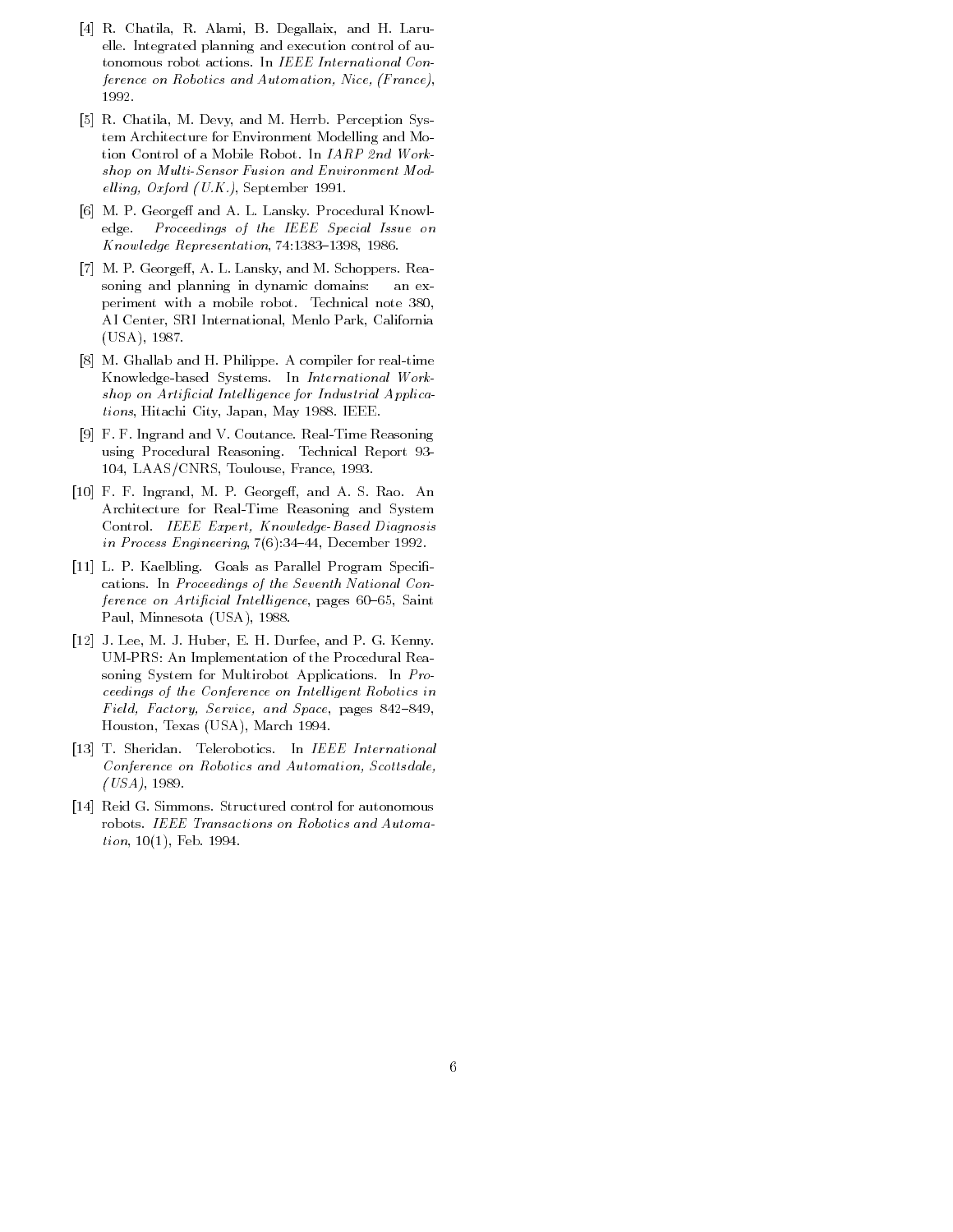[4] R. Chatila, R. Alami, B. Degallaix, and H. Laruelle. Integrated planning and execution control of autonomous robot actions. In *IEEE International Conference on Robotics and Automation, Nice, (France)*, 1992.

[5] R. Chatila, M. Devy, and M. Herrb. Perception System Architecture for Environment Modelling and Motion Control of a Mobile Robot. In *IARP 2nd Workshop on Multi-Sensor Fusion and Environment Modelling, Oxford (U.K.)*, September 1991.

[6] M. P. Georgeff and A. L. Lansky. Procedural Knowledge. *Proceedings of the IEEE Special Issue on Knowledge Representation*, 74:1383–1398, 1986.

[7] M. P. Georgeff, A. L. Lansky, and M. Schoppers. Reasoning and planning in dynamic domains: an experiment with a mobile robot. Technical note 380, AI Center, SRI International, Menlo Park, California (USA), 1987.

[8] M. Ghallab and H. Philippe. A compiler for real-time Knowledge-based Systems. In *International Workshop on Artificial Intelligence for Industrial Applications*, Hitachi City, Japan, May 1988. IEEE.

[9] F. F. Ingrand and V. Coutance. Real-Time Reasoning using Procedural Reasoning. Technical Report 93-104, LAAS/CNRS, Toulouse, France, 1993.

[10] F. F. Ingrand, M. P. Georgeff, and A. S. Rao. An Architecture for Real-Time Reasoning and System Control. *IEEE Expert, Knowledge-Based Diagnosis in Process Engineering*, 7(6):34–44, December 1992.

[11] L. P. Kaelbling. Goals as Parallel Program Specifications. In *Proceedings of the Seventh National Conference on Artificial Intelligence*, pages 60–65, Saint Paul, Minnesota (USA), 1988.

[12] J. Lee, M. J. Huber, E. H. Durfee, and P. G. Kenny. UM-PRS: An Implementation of the Procedural Reasoning System for Multirobot Applications. In *Proceedings of the Conference on Intelligent Robotics in Field, Factory, Service, and Space*, pages 842–849, Houston, Texas (USA), March 1994.

[13] T. Sheridan. Telerobotics. In *IEEE International Conference on Robotics and Automation, Scottsdale, (USA)*, 1989.

[14] Reid G. Simmons. Structured control for autonomous robots. *IEEE Transactions on Robotics and Automation*, 10(1), Feb. 1994.